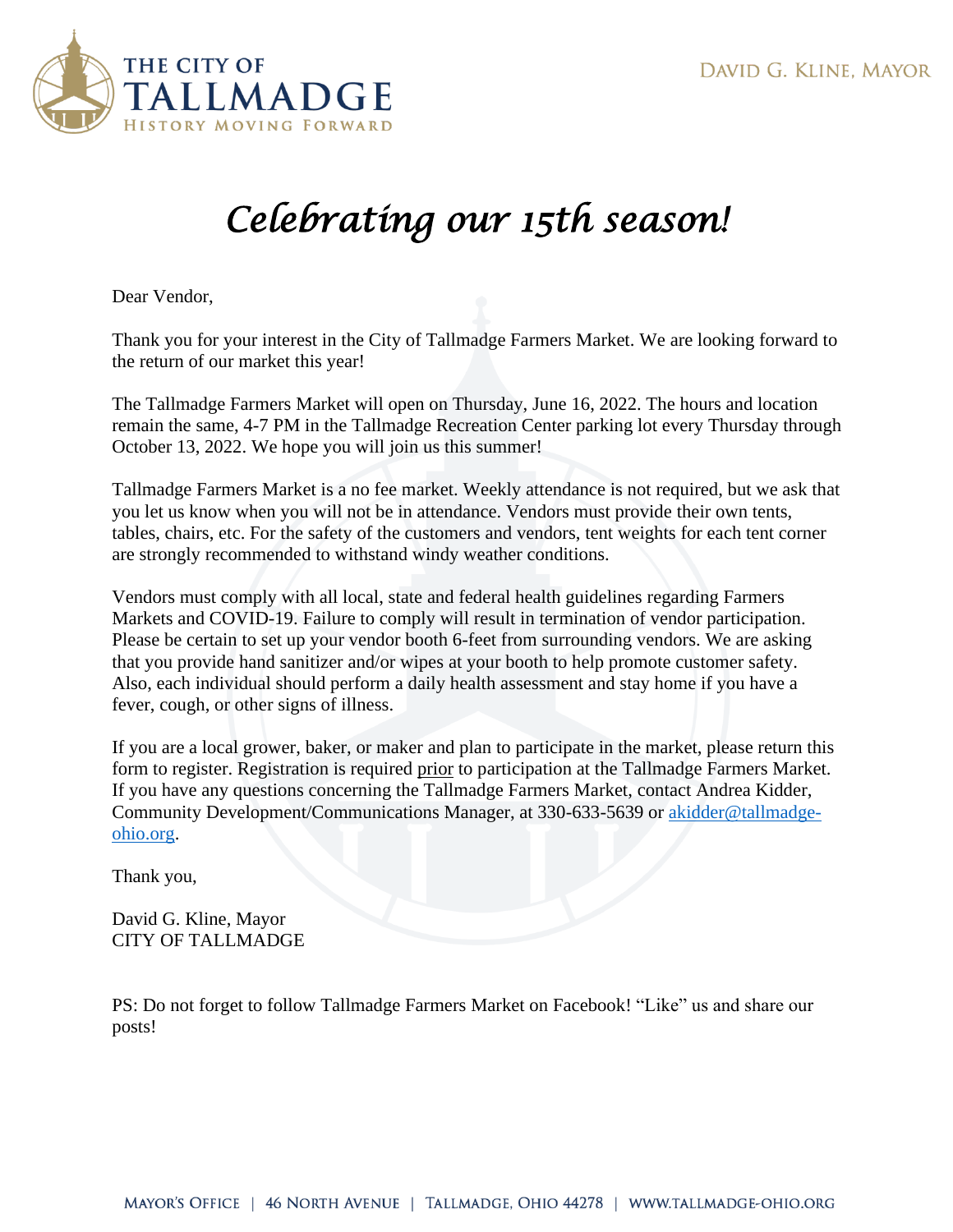THE CITY OF TALLMADGE
HISTORY MOVING FORWARD

DAVID G. KLINE, MAYOR

# *Celebrating our 15th season!*

Dear Vendor,

Thank you for your interest in the City of Tallmadge Farmers Market. We are looking forward to the return of our market this year!

The Tallmadge Farmers Market will open on Thursday, June 16, 2022. The hours and location remain the same, 4-7 PM in the Tallmadge Recreation Center parking lot every Thursday through October 13, 2022. We hope you will join us this summer!

Tallmadge Farmers Market is a no fee market. Weekly attendance is not required, but we ask that you let us know when you will not be in attendance. Vendors must provide their own tents, tables, chairs, etc. For the safety of the customers and vendors, tent weights for each tent corner are strongly recommended to withstand windy weather conditions.

Vendors must comply with all local, state and federal health guidelines regarding Farmers Markets and COVID-19. Failure to comply will result in termination of vendor participation. Please be certain to set up your vendor booth 6-feet from surrounding vendors. We are asking that you provide hand sanitizer and/or wipes at your booth to help promote customer safety. Also, each individual should perform a daily health assessment and stay home if you have a fever, cough, or other signs of illness.

If you are a local grower, baker, or maker and plan to participate in the market, please return this form to register. Registration is required <u>prior</u> to participation at the Tallmadge Farmers Market. If you have any questions concerning the Tallmadge Farmers Market, contact Andrea Kidder, Community Development/Communications Manager, at 330-633-5639 or akidder@tallmadge-ohio.org.

Thank you,

David G. Kline, Mayor
CITY OF TALLMADGE

PS: Do not forget to follow Tallmadge Farmers Market on Facebook! "Like" us and share our posts!

MAYOR'S OFFICE | 46 NORTH AVENUE | TALLMADGE, OHIO 44278 | WWW.TALLMADGE-OHIO.ORG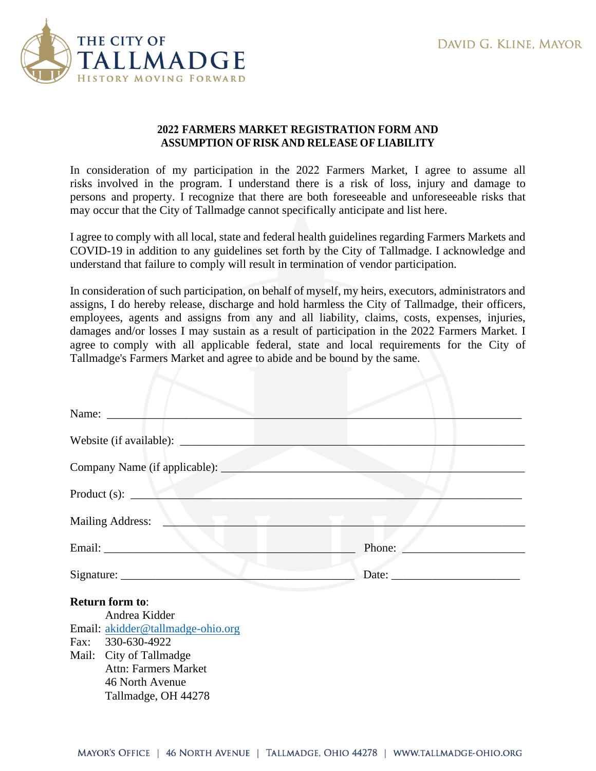THE CITY OF TALLMADGE
HISTORY MOVING FORWARD

DAVID G. KLINE, MAYOR

**2022 FARMERS MARKET REGISTRATION FORM AND ASSUMPTION OF RISK AND RELEASE OF LIABILITY**

In consideration of my participation in the 2022 Farmers Market, I agree to assume all risks involved in the program. I understand there is a risk of loss, injury and damage to persons and property. I recognize that there are both foreseeable and unforeseeable risks that may occur that the City of Tallmadge cannot specifically anticipate and list here.

I agree to comply with all local, state and federal health guidelines regarding Farmers Markets and COVID-19 in addition to any guidelines set forth by the City of Tallmadge. I acknowledge and understand that failure to comply will result in termination of vendor participation.

In consideration of such participation, on behalf of myself, my heirs, executors, administrators and assigns, I do hereby release, discharge and hold harmless the City of Tallmadge, their officers, employees, agents and assigns from any and all liability, claims, costs, expenses, injuries, damages and/or losses I may sustain as a result of participation in the 2022 Farmers Market. I agree to comply with all applicable federal, state and local requirements for the City of Tallmadge's Farmers Market and agree to abide and be bound by the same.

Name: ______________________________________________________________

Website (if available): ____________________________________________________

Company Name (if applicable): _____________________________________________

Product (s): ____________________________________________________________

Mailing Address: _______________________________________________________

Email: ____________________________________ Phone: ____________________

Signature: _________________________________ Date: _____________________

**Return form to**:
Andrea Kidder
Email: akidder@tallmadge-ohio.org
Fax: 330-630-4922
Mail: City of Tallmadge
Attn: Farmers Market
46 North Avenue
Tallmadge, OH 44278